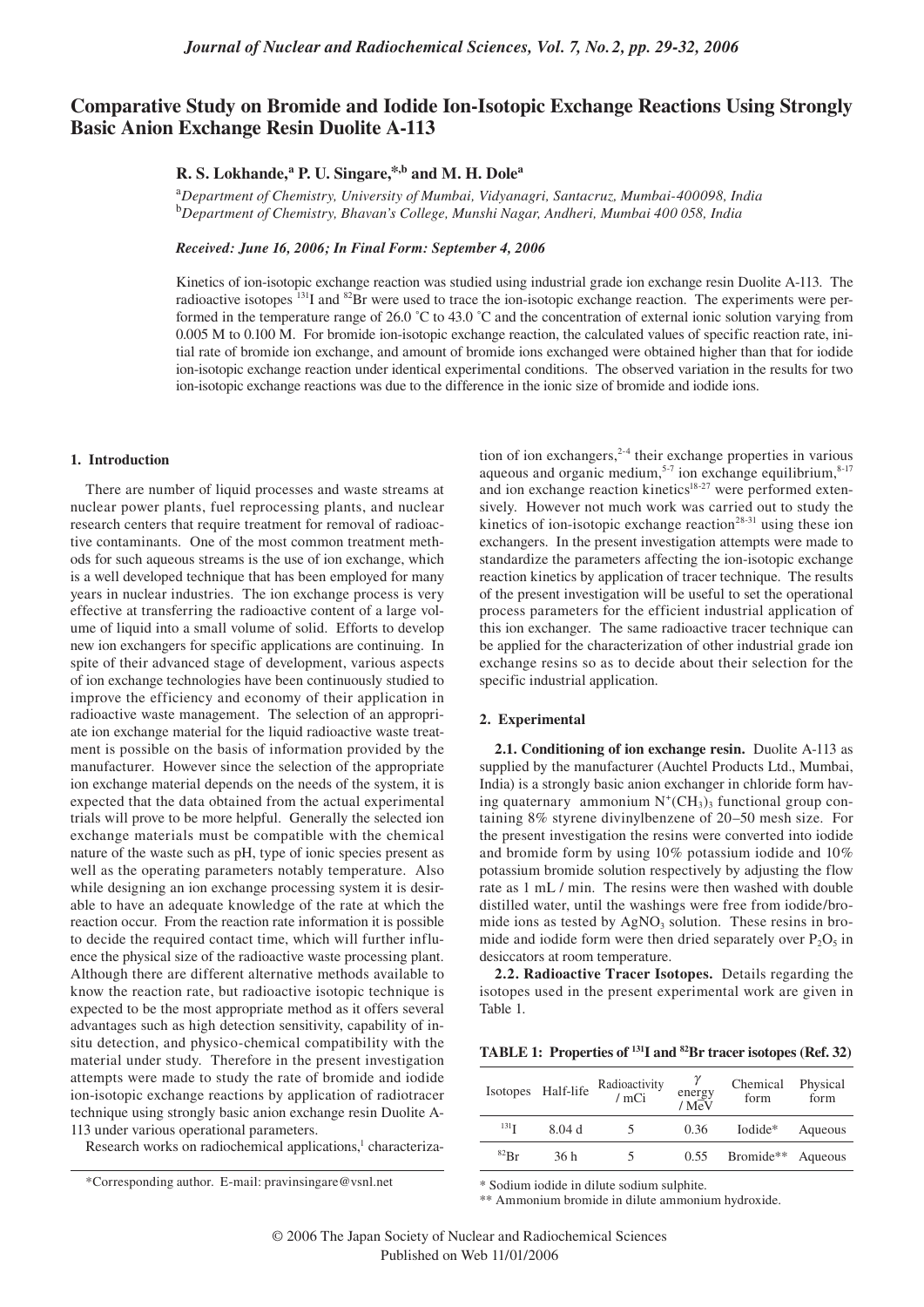# Comparative Study on Bromide and Iodide Ion-Isotopic Exchange Reactions Using Strongly Basic Anion Exchange Resin Duolite A-113

**R. S. Lokhande,[a] P. U. Singare,*[,b] and M. H. Dole[a]**

[a] *Department of Chemistry, University of Mumbai, Vidyanagri, Santacruz, Mumbai-400098, India*
[b] *Department of Chemistry, Bhavan's College, Munshi Nagar, Andheri, Mumbai 400 058, India*

*Received: June 16, 2006; In Final Form: September 4, 2006*

Kinetics of ion-isotopic exchange reaction was studied using industrial grade ion exchange resin Duolite A-113. The radioactive isotopes $^{131}I$ and $^{82}Br$ were used to trace the ion-isotopic exchange reaction. The experiments were performed in the temperature range of 26.0 °C to 43.0 °C and the concentration of external ionic solution varying from 0.005 M to 0.100 M. For bromide ion-isotopic exchange reaction, the calculated values of specific reaction rate, initial rate of bromide ion exchange, and amount of bromide ions exchanged were obtained higher than that for iodide ion-isotopic exchange reaction under identical experimental conditions. The observed variation in the results for two ion-isotopic exchange reactions was due to the difference in the ionic size of bromide and iodide ions.

## 1. Introduction

There are number of liquid processes and waste streams at nuclear power plants, fuel reprocessing plants, and nuclear research centers that require treatment for removal of radioactive contaminants. One of the most common treatment methods for such aqueous streams is the use of ion exchange, which is a well developed technique that has been employed for many years in nuclear industries. The ion exchange process is very effective at transferring the radioactive content of a large volume of liquid into a small volume of solid. Efforts to develop new ion exchangers for specific applications are continuing. In spite of their advanced stage of development, various aspects of ion exchange technologies have been continuously studied to improve the efficiency and economy of their application in radioactive waste management. The selection of an appropriate ion exchange material for the liquid radioactive waste treatment is possible on the basis of information provided by the manufacturer. However since the selection of the appropriate ion exchange material depends on the needs of the system, it is expected that the data obtained from the actual experimental trials will prove to be more helpful. Generally the selected ion exchange materials must be compatible with the chemical nature of the waste such as pH, type of ionic species present as well as the operating parameters notably temperature. Also while designing an ion exchange processing system it is desirable to have an adequate knowledge of the rate at which the reaction occur. From the reaction rate information it is possible to decide the required contact time, which will further influence the physical size of the radioactive waste processing plant. Although there are different alternative methods available to know the reaction rate, but radioactive isotopic technique is expected to be the most appropriate method as it offers several advantages such as high detection sensitivity, capability of in-situ detection, and physico-chemical compatibility with the material under study. Therefore in the present investigation attempts were made to study the rate of bromide and iodide ion-isotopic exchange reactions by application of radiotracer technique using strongly basic anion exchange resin Duolite A-113 under various operational parameters.

Research works on radiochemical applications,[1] characterization of ion exchangers,[2-4] their exchange properties in various aqueous and organic medium,[5-7] ion exchange equilibrium,[8-17] and ion exchange reaction kinetics[18-27] were performed extensively. However not much work was carried out to study the kinetics of ion-isotopic exchange reaction[28-31] using these ion exchangers. In the present investigation attempts were made to standardize the parameters affecting the ion-isotopic exchange reaction kinetics by application of tracer technique. The results of the present investigation will be useful to set the operational process parameters for the efficient industrial application of this ion exchanger. The same radioactive tracer technique can be applied for the characterization of other industrial grade ion exchange resins so as to decide about their selection for the specific industrial application.

## 2. Experimental

**2.1. Conditioning of ion exchange resin.** Duolite A-113 as supplied by the manufacturer (Auchtel Products Ltd., Mumbai, India) is a strongly basic anion exchanger in chloride form having quaternary ammonium $N^+(CH_3)_3$ functional group containing 8% styrene divinylbenzene of 20–50 mesh size. For the present investigation the resins were converted into iodide and bromide form by using 10% potassium iodide and 10% potassium bromide solution respectively by adjusting the flow rate as 1 mL / min. The resins were then washed with double distilled water, until the washings were free from iodide/bromide ions as tested by $AgNO_3$ solution. These resins in bromide and iodide form were then dried separately over $P_2O_5$ in desiccators at room temperature.

**2.2. Radioactive Tracer Isotopes.** Details regarding the isotopes used in the present experimental work are given in Table 1.

**TABLE 1: Properties of $^{131}I$ and $^{82}Br$ tracer isotopes (Ref. 32)**

| Isotopes | Half-life | Radioactivity / mCi | $\gamma$ energy / MeV | Chemical form | Physical form |
|---|---|---|---|---|---|
| $^{131}I$ | 8.04 d | 5 | 0.36 | Iodide* | Aqueous |
| $^{82}Br$ | 36 h | 5 | 0.55 | Bromide** | Aqueous |

\* Sodium iodide in dilute sodium sulphite.
** Ammonium bromide in dilute ammonium hydroxide.

*Corresponding author. E-mail: pravinsingare@vsnl.net

© 2006 The Japan Society of Nuclear and Radiochemical Sciences
Published on Web 11/01/2006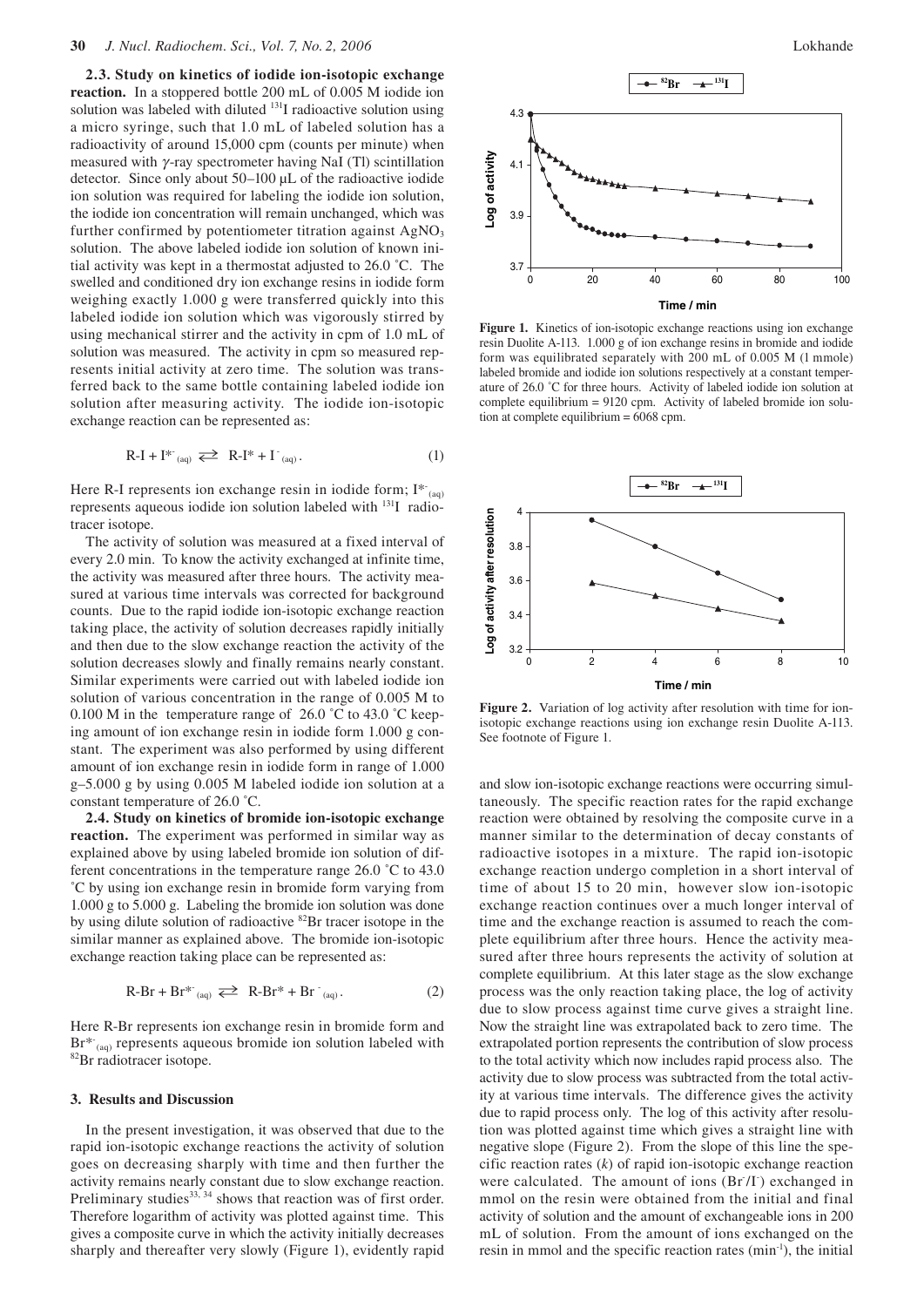**2.3. Study on kinetics of iodide ion-isotopic exchange reaction.** In a stoppered bottle 200 mL of 0.005 M iodide ion solution was labeled with diluted $^{131}I$ radioactive solution using a micro syringe, such that 1.0 mL of labeled solution has a radioactivity of around 15,000 cpm (counts per minute) when measured with $\gamma$-ray spectrometer having NaI (Tl) scintillation detector. Since only about 50–100 μL of the radioactive iodide ion solution was required for labeling the iodide ion solution, the iodide ion concentration will remain unchanged, which was further confirmed by potentiometer titration against $AgNO_3$ solution. The above labeled iodide ion solution of known initial activity was kept in a thermostat adjusted to 26.0 °C. The swelled and conditioned dry ion exchange resins in iodide form weighing exactly 1.000 g were transferred quickly into this labeled iodide ion solution which was vigorously stirred by using mechanical stirrer and the activity in cpm of 1.0 mL of solution was measured. The activity in cpm so measured represents initial activity at zero time. The solution was transferred back to the same bottle containing labeled iodide ion solution after measuring activity. The iodide ion-isotopic exchange reaction can be represented as:

$$\text{R-I} + \text{I*}^-_{(aq)} \rightleftarrows \text{R-I*} + \text{I}^-_{(aq)}. \quad (1)$$

Here R-I represents ion exchange resin in iodide form; $\text{I*}^-_{(aq)}$ represents aqueous iodide ion solution labeled with $^{131}I$ radiotracer isotope.

The activity of solution was measured at a fixed interval of every 2.0 min. To know the activity exchanged at infinite time, the activity was measured after three hours. The activity measured at various time intervals was corrected for background counts. Due to the rapid iodide ion-isotopic exchange reaction taking place, the activity of solution decreases rapidly initially and then due to the slow exchange reaction the activity of the solution decreases slowly and finally remains nearly constant. Similar experiments were carried out with labeled iodide ion solution of various concentration in the range of 0.005 M to 0.100 M in the temperature range of 26.0 °C to 43.0 °C keeping amount of ion exchange resin in iodide form 1.000 g constant. The experiment was also performed by using different amount of ion exchange resin in iodide form in range of 1.000 g–5.000 g by using 0.005 M labeled iodide ion solution at a constant temperature of 26.0 °C.

**2.4. Study on kinetics of bromide ion-isotopic exchange reaction.** The experiment was performed in similar way as explained above by using labeled bromide ion solution of different concentrations in the temperature range 26.0 °C to 43.0 °C by using ion exchange resin in bromide form varying from 1.000 g to 5.000 g. Labeling the bromide ion solution was done by using dilute solution of radioactive $^{82}Br$ tracer isotope in the similar manner as explained above. The bromide ion-isotopic exchange reaction taking place can be represented as:

$$\text{R-Br} + \text{Br*}^-_{(aq)} \rightleftarrows \text{R-Br*} + \text{Br}^-_{(aq)}. \quad (2)$$

Here R-Br represents ion exchange resin in bromide form and $\text{Br*}^-_{(aq)}$ represents aqueous bromide ion solution labeled with $^{82}Br$ radiotracer isotope.

## 3. Results and Discussion

In the present investigation, it was observed that due to the rapid ion-isotopic exchange reactions the activity of solution goes on decreasing sharply with time and then further the activity remains nearly constant due to slow exchange reaction. Preliminary studies[33, 34] shows that reaction was of first order. Therefore logarithm of activity was plotted against time. This gives a composite curve in which the activity initially decreases sharply and thereafter very slowly (Figure 1), evidently rapid and slow ion-isotopic exchange reactions were occurring simultaneously. The specific reaction rates for the rapid exchange reaction were obtained by resolving the composite curve in a manner similar to the determination of decay constants of radioactive isotopes in a mixture. The rapid ion-isotopic exchange reaction undergo completion in a short interval of time of about 15 to 20 min, however slow ion-isotopic exchange reaction continues over a much longer interval of time and the exchange reaction is assumed to reach the complete equilibrium after three hours. Hence the activity measured after three hours represents the activity of solution at complete equilibrium. At this later stage as the slow exchange process was the only reaction taking place, the log of activity due to slow process against time curve gives a straight line. Now the straight line was extrapolated back to zero time. The extrapolated portion represents the contribution of slow process to the total activity which now includes rapid process also. The activity due to slow process was subtracted from the total activity at various time intervals. The difference gives the activity due to rapid process only. The log of this activity after resolution was plotted against time which gives a straight line with negative slope (Figure 2). From the slope of this line the specific reaction rates ($k$) of rapid ion-isotopic exchange reaction were calculated. The amount of ions ($Br^-/I^-$) exchanged in mmol on the resin were obtained from the initial and final activity of solution and the amount of exchangeable ions in 200 mL of solution. From the amount of ions exchanged on the resin in mmol and the specific reaction rates ($min^{-1}$), the initial

**Figure 1.** Kinetics of ion-isotopic exchange reactions using ion exchange resin Duolite A-113. 1.000 g of ion exchange resins in bromide and iodide form was equilibrated separately with 200 mL of 0.005 M (1 mmole) labeled bromide and iodide ion solutions respectively at a constant temperature of 26.0 °C for three hours. Activity of labeled iodide ion solution at complete equilibrium = 9120 cpm. Activity of labeled bromide ion solution at complete equilibrium = 6068 cpm.

**Figure 2.** Variation of log activity after resolution with time for ion-isotopic exchange reactions using ion exchange resin Duolite A-113. See footnote of Figure 1.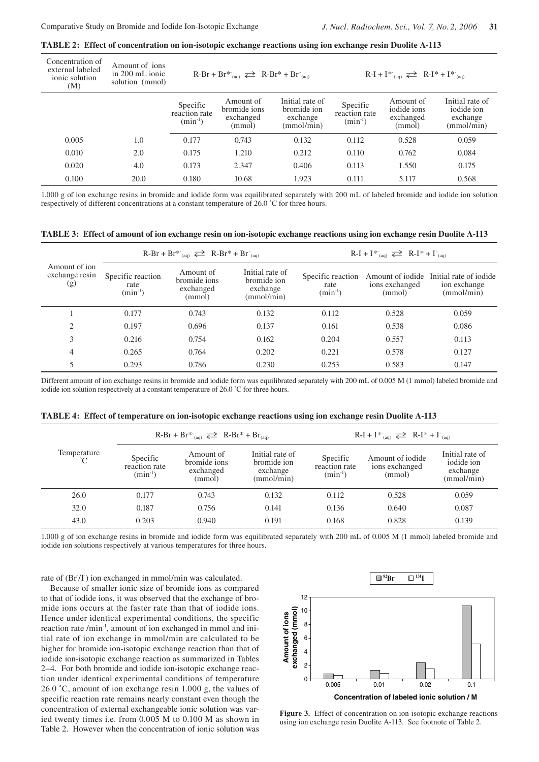**TABLE 2: Effect of concentration on ion-isotopic exchange reactions using ion exchange resin Duolite A-113**

| Concentration of external labeled ionic solution (M) | Amount of ions in 200 mL ionic solution (mmol) | $R\text{-}Br + Br^{*-}_{(aq)} \rightleftarrows R\text{-}Br^{*} + Br^{-}_{(aq)}$ | | | $R\text{-}I + I^{*-}_{(aq)} \rightleftarrows R\text{-}I^{*} + I^{*-}_{(aq)}$ | | |
|---|---|---|---|---|---|---|---|
| | | Specific reaction rate ($min^{-1}$) | Amount of bromide ions exchanged (mmol) | Initial rate of bromide ion exchange (mmol/min) | Specific reaction rate ($min^{-1}$) | Amount of iodide ions exchanged (mmol) | Initial rate of iodide ion exchange (mmol/min) |
| 0.005 | 1.0 | 0.177 | 0.743 | 0.132 | 0.112 | 0.528 | 0.059 |
| 0.010 | 2.0 | 0.175 | 1.210 | 0.212 | 0.110 | 0.762 | 0.084 |
| 0.020 | 4.0 | 0.173 | 2.347 | 0.406 | 0.113 | 1.550 | 0.175 |
| 0.100 | 20.0 | 0.180 | 10.68 | 1.923 | 0.111 | 5.117 | 0.568 |

1.000 g of ion exchange resins in bromide and iodide form was equilibrated separately with 200 mL of labeled bromide and iodide ion solution respectively of different concentrations at a constant temperature of 26.0 ˚C for three hours.

**TABLE 3: Effect of amount of ion exchange resin on ion-isotopic exchange reactions using ion exchange resin Duolite A-113**

| Amount of ion exchange resin (g) | $R\text{-}Br + Br^{*-}_{(aq)} \rightleftarrows R\text{-}Br^{*} + Br^{-}_{(aq)}$ | | | $R\text{-}I + I^{*-}_{(aq)} \rightleftarrows R\text{-}I^{*} + I^{-}_{(aq)}$ | | |
|---|---|---|---|---|---|---|
| | Specific reaction rate ($min^{-1}$) | Amount of bromide ions exchanged (mmol) | Initial rate of bromide ion exchange (mmol/min) | Specific reaction rate ($min^{-1}$) | Amount of iodide ions exchanged (mmol) | Initial rate of iodide ion exchange (mmol/min) |
| 1 | 0.177 | 0.743 | 0.132 | 0.112 | 0.528 | 0.059 |
| 2 | 0.197 | 0.696 | 0.137 | 0.161 | 0.538 | 0.086 |
| 3 | 0.216 | 0.754 | 0.162 | 0.204 | 0.557 | 0.113 |
| 4 | 0.265 | 0.764 | 0.202 | 0.221 | 0.578 | 0.127 |
| 5 | 0.293 | 0.786 | 0.230 | 0.253 | 0.583 | 0.147 |

Different amount of ion exchange resins in bromide and iodide form was equilibrated separately with 200 mL of 0.005 M (1 mmol) labeled bromide and iodide ion solution respectively at a constant temperature of 26.0 ˚C for three hours.

**TABLE 4: Effect of temperature on ion-isotopic exchange reactions using ion exchange resin Duolite A-113**

| Temperature ˚C | $R\text{-}Br + Br^{*-}_{(aq)} \rightleftarrows R\text{-}Br^{*} + Br_{(aq)}$ | | | $R\text{-}I + I^{*-}_{(aq)} \rightleftarrows R\text{-}I^{*} + I^{-}_{(aq)}$ | | |
|---|---|---|---|---|---|---|
| | Specific reaction rate ($min^{-1}$) | Amount of bromide ions exchanged (mmol) | Initial rate of bromide ion exchange (mmol/min) | Specific reaction rate ($min^{-1}$) | Amount of iodide ions exchanged (mmol) | Initial rate of iodide ion exchange (mmol/min) |
| 26.0 | 0.177 | 0.743 | 0.132 | 0.112 | 0.528 | 0.059 |
| 32.0 | 0.187 | 0.756 | 0.141 | 0.136 | 0.640 | 0.087 |
| 43.0 | 0.203 | 0.940 | 0.191 | 0.168 | 0.828 | 0.139 |

1.000 g of ion exchange resins in bromide and iodide form was equilibrated separately with 200 mL of 0.005 M (1 mmol) labeled bromide and iodide ion solutions respectively at various temperatures for three hours.

rate of ($Br^-/I^-$) ion exchanged in mmol/min was calculated.

Because of smaller ionic size of bromide ions as compared to that of iodide ions, it was observed that the exchange of bromide ions occurs at the faster rate than that of iodide ions. Hence under identical experimental conditions, the specific reaction rate /$min^{-1}$, amount of ion exchanged in mmol and initial rate of ion exchange in mmol/min are calculated to be higher for bromide ion-isotopic exchange reaction than that of iodide ion-isotopic exchange reaction as summarized in Tables 2–4. For both bromide and iodide ion-isotopic exchange reaction under identical experimental conditions of temperature 26.0 ˚C, amount of ion exchange resin 1.000 g, the values of specific reaction rate remains nearly constant even though the concentration of external exchangeable ionic solution was varied twenty times i.e. from 0.005 M to 0.100 M as shown in Table 2. However when the concentration of ionic solution was

**Figure 3.** Effect of concentration on ion-isotopic exchange reactions using ion exchange resin Duolite A-113. See footnote of Table 2.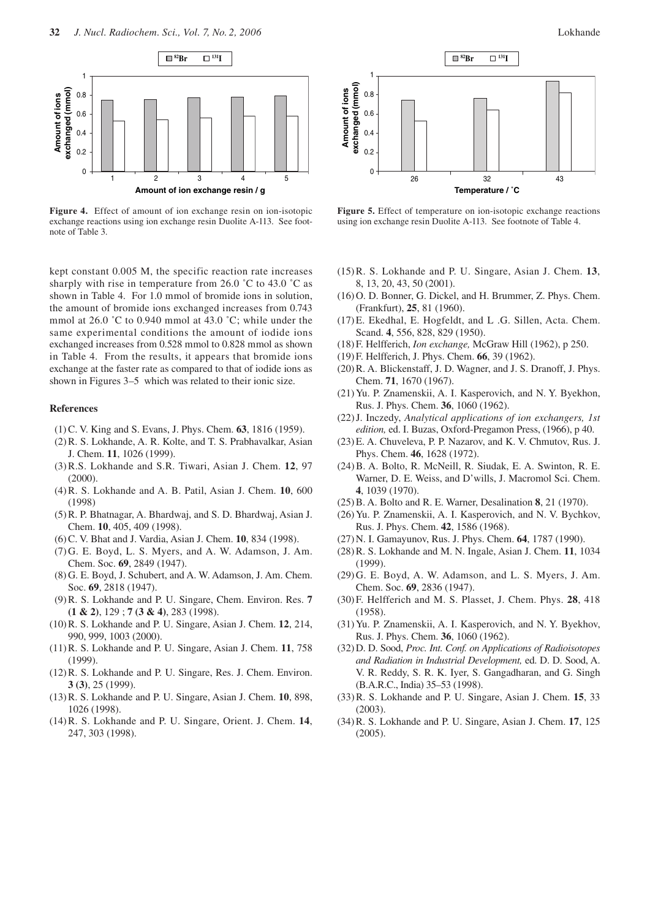■ $^{82}$Br □ $^{131}$I

Amount of ions exchanged (mmol)

1
0.8
0.6
0.4
0.2
0

1 2 3 4 5

Amount of ion exchange resin / g

**Figure 4.** Effect of amount of ion exchange resin on ion-isotopic exchange reactions using ion exchange resin Duolite A-113. See footnote of Table 3.

■ $^{82}$Br □ $^{131}$I

Amount of ions exchanged (mmol)

1
0.8
0.6
0.4
0.2
0

26 32 43

Temperature / ˚C

**Figure 5.** Effect of temperature on ion-isotopic exchange reactions using ion exchange resin Duolite A-113. See footnote of Table 4.

kept constant 0.005 M, the specific reaction rate increases sharply with rise in temperature from 26.0 ˚C to 43.0 ˚C as shown in Table 4. For 1.0 mmol of bromide ions in solution, the amount of bromide ions exchanged increases from 0.743 mmol at 26.0 ˚C to 0.940 mmol at 43.0 ˚C; while under the same experimental conditions the amount of iodide ions exchanged increases from 0.528 mmol to 0.828 mmol as shown in Table 4. From the results, it appears that bromide ions exchange at the faster rate as compared to that of iodide ions as shown in Figures 3–5 which was related to their ionic size.

## References

(1) C. V. King and S. Evans, J. Phys. Chem. **63**, 1816 (1959).

(2) R. S. Lokhande, A. R. Kolte, and T. S. Prabhavalkar, Asian J. Chem. **11**, 1026 (1999).

(3) R.S. Lokhande and S.R. Tiwari, Asian J. Chem. **12**, 97 (2000).

(4) R. S. Lokhande and A. B. Patil, Asian J. Chem. **10**, 600 (1998)

(5) R. P. Bhatnagar, A. Bhardwaj, and S. D. Bhardwaj, Asian J. Chem. **10**, 405, 409 (1998).

(6) C. V. Bhat and J. Vardia, Asian J. Chem. **10**, 834 (1998).

(7) G. E. Boyd, L. S. Myers, and A. W. Adamson, J. Am. Chem. Soc. **69**, 2849 (1947).

(8) G. E. Boyd, J. Schubert, and A. W. Adamson, J. Am. Chem. Soc. **69**, 2818 (1947).

(9) R. S. Lokhande and P. U. Singare, Chem. Environ. Res. **7 (1 & 2)**, 129 ; **7 (3 & 4)**, 283 (1998).

(10) R. S. Lokhande and P. U. Singare, Asian J. Chem. **12**, 214, 990, 999, 1003 (2000).

(11) R. S. Lokhande and P. U. Singare, Asian J. Chem. **11**, 758 (1999).

(12) R. S. Lokhande and P. U. Singare, Res. J. Chem. Environ. **3 (3)**, 25 (1999).

(13) R. S. Lokhande and P. U. Singare, Asian J. Chem. **10**, 898, 1026 (1998).

(14) R. S. Lokhande and P. U. Singare, Orient. J. Chem. **14**, 247, 303 (1998).

(15) R. S. Lokhande and P. U. Singare, Asian J. Chem. **13**, 8, 13, 20, 43, 50 (2001).

(16) O. D. Bonner, G. Dickel, and H. Brummer, Z. Phys. Chem. (Frankfurt), **25**, 81 (1960).

(17) E. Ekedhal, E. Hogfeldt, and L .G. Sillen, Acta. Chem. Scand. **4**, 556, 828, 829 (1950).

(18) F. Helfferich, *Ion exchange,* McGraw Hill (1962), p 250.

(19) F. Helfferich, J. Phys. Chem. **66**, 39 (1962).

(20) R. A. Blickenstaff, J. D. Wagner, and J. S. Dranoff, J. Phys. Chem. **71**, 1670 (1967).

(21) Yu. P. Znamenskii, A. I. Kasperovich, and N. Y. Byekhon, Rus. J. Phys. Chem. **36**, 1060 (1962).

(22) J. Inczedy, *Analytical applications of ion exchangers, 1st edition,* ed. I. Buzas, Oxford-Pregamon Press, (1966), p 40.

(23) E. A. Chuveleva, P. P. Nazarov, and K. V. Chmutov, Rus. J. Phys. Chem. **46**, 1628 (1972).

(24) B. A. Bolto, R. McNeill, R. Siudak, E. A. Swinton, R. E. Warner, D. E. Weiss, and D'wills, J. Macromol Sci. Chem. **4**, 1039 (1970).

(25) B. A. Bolto and R. E. Warner, Desalination **8**, 21 (1970).

(26) Yu. P. Znamenskii, A. I. Kasperovich, and N. V. Bychkov, Rus. J. Phys. Chem. **42**, 1586 (1968).

(27) N. I. Gamayunov, Rus. J. Phys. Chem. **64**, 1787 (1990).

(28) R. S. Lokhande and M. N. Ingale, Asian J. Chem. **11**, 1034 (1999).

(29) G. E. Boyd, A. W. Adamson, and L. S. Myers, J. Am. Chem. Soc. **69**, 2836 (1947).

(30) F. Helfferich and M. S. Plasset, J. Chem. Phys. **28**, 418 (1958).

(31) Yu. P. Znamenskii, A. I. Kasperovich, and N. Y. Byekhov, Rus. J. Phys. Chem. **36**, 1060 (1962).

(32) D. D. Sood, *Proc. Int. Conf. on Applications of Radioisotopes and Radiation in Industrial Development,* ed. D. D. Sood, A. V. R. Reddy, S. R. K. Iyer, S. Gangadharan, and G. Singh (B.A.R.C., India) 35–53 (1998).

(33) R. S. Lokhande and P. U. Singare, Asian J. Chem. **15**, 33 (2003).

(34) R. S. Lokhande and P. U. Singare, Asian J. Chem. **17**, 125 (2005).